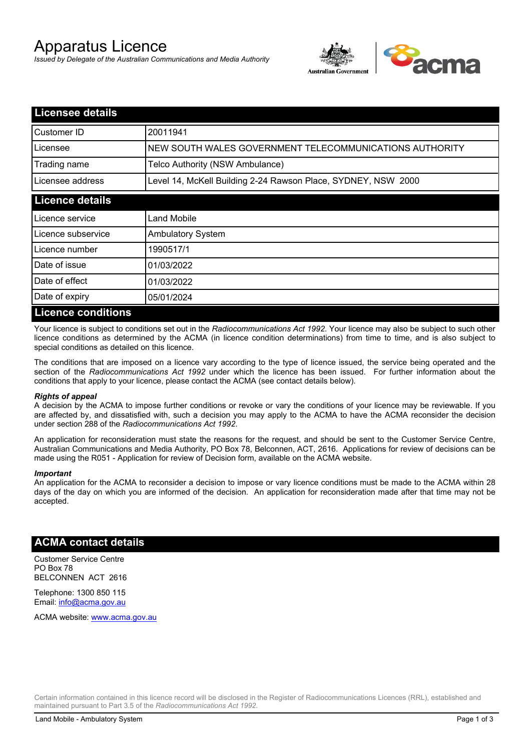# Apparatus Licence

*Issued by Delegate of the Australian Communications and Media Authority*

## Licensee details

| | |
|---|---|
| Customer ID | 20011941 |
| Licensee | NEW SOUTH WALES GOVERNMENT TELECOMMUNICATIONS AUTHORITY |
| Trading name | Telco Authority (NSW Ambulance) |
| Licensee address | Level 14, McKell Building 2-24 Rawson Place, SYDNEY, NSW 2000 |

## Licence details

| | |
|---|---|
| Licence service | Land Mobile |
| Licence subservice | Ambulatory System |
| Licence number | 1990517/1 |
| Date of issue | 01/03/2022 |
| Date of effect | 01/03/2022 |
| Date of expiry | 05/01/2024 |

## Licence conditions

Your licence is subject to conditions set out in the *Radiocommunications Act 1992*. Your licence may also be subject to such other licence conditions as determined by the ACMA (in licence condition determinations) from time to time, and is also subject to special conditions as detailed on this licence.

The conditions that are imposed on a licence vary according to the type of licence issued, the service being operated and the section of the *Radiocommunications Act 1992* under which the licence has been issued. For further information about the conditions that apply to your licence, please contact the ACMA (see contact details below).

***Rights of appeal***

A decision by the ACMA to impose further conditions or revoke or vary the conditions of your licence may be reviewable. If you are affected by, and dissatisfied with, such a decision you may apply to the ACMA to have the ACMA reconsider the decision under section 288 of the *Radiocommunications Act 1992*.

An application for reconsideration must state the reasons for the request, and should be sent to the Customer Service Centre, Australian Communications and Media Authority, PO Box 78, Belconnen, ACT, 2616. Applications for review of decisions can be made using the R051 - Application for review of Decision form, available on the ACMA website.

***Important***

An application for the ACMA to reconsider a decision to impose or vary licence conditions must be made to the ACMA within 28 days of the day on which you are informed of the decision. An application for reconsideration made after that time may not be accepted.

## ACMA contact details

Customer Service Centre
PO Box 78
BELCONNEN ACT 2616

Telephone: 1300 850 115
Email: info@acma.gov.au

ACMA website: www.acma.gov.au

Certain information contained in this licence record will be disclosed in the Register of Radiocommunications Licences (RRL), established and maintained pursuant to Part 3.5 of the *Radiocommunications Act 1992.*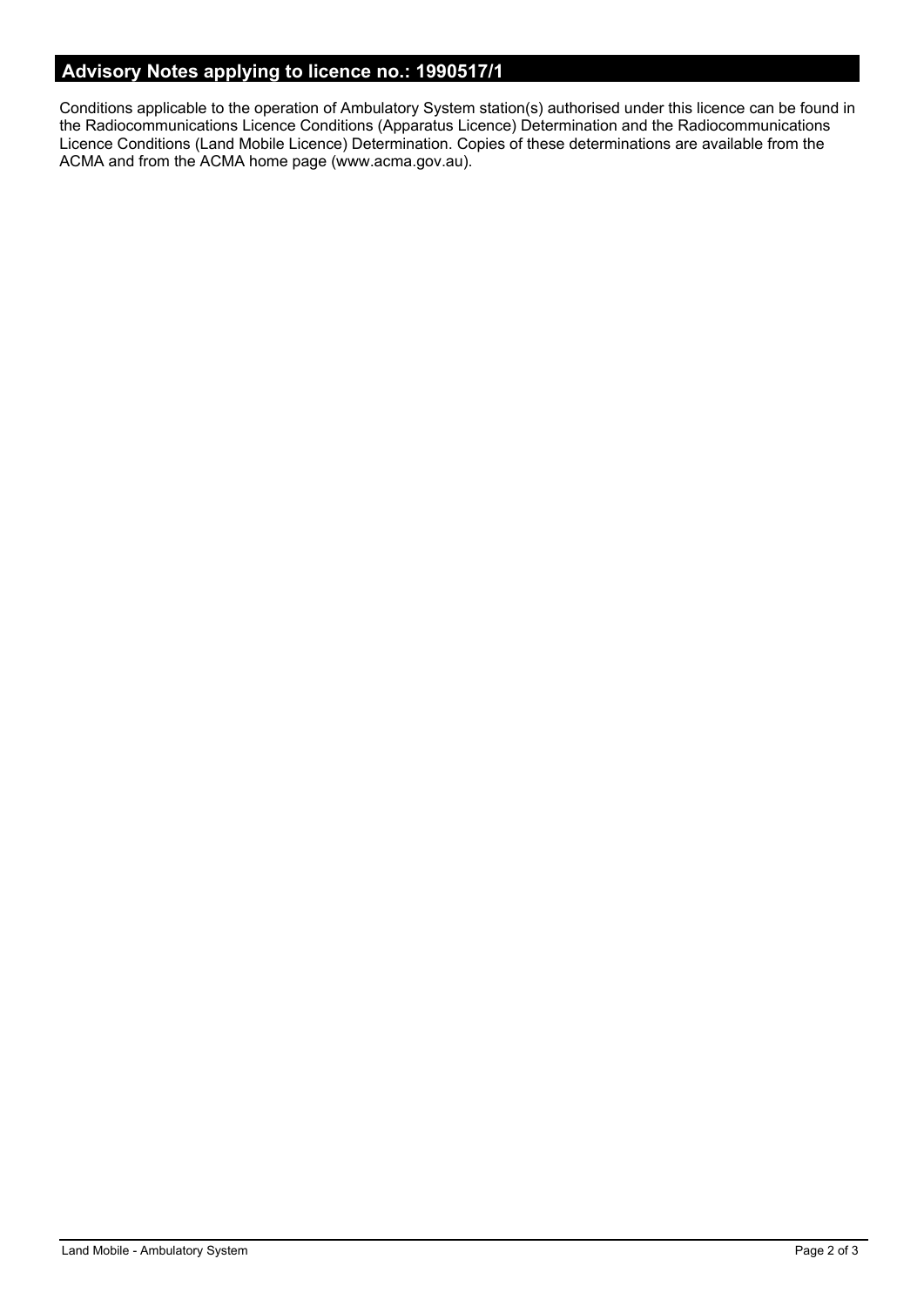## Advisory Notes applying to licence no.: 1990517/1

Conditions applicable to the operation of Ambulatory System station(s) authorised under this licence can be found in the Radiocommunications Licence Conditions (Apparatus Licence) Determination and the Radiocommunications Licence Conditions (Land Mobile Licence) Determination. Copies of these determinations are available from the ACMA and from the ACMA home page (www.acma.gov.au).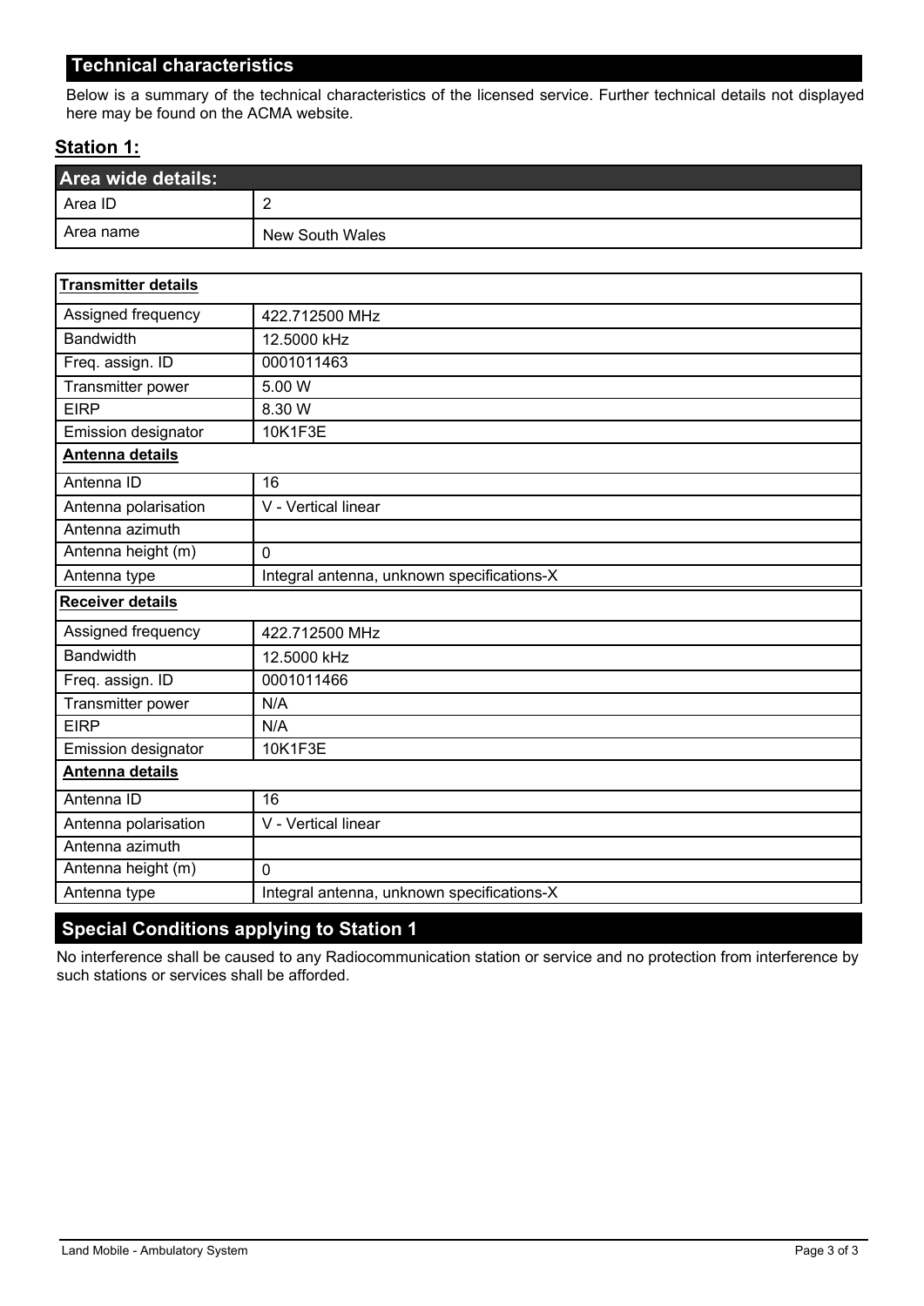## Technical characteristics

Below is a summary of the technical characteristics of the licensed service. Further technical details not displayed here may be found on the ACMA website.

### Station 1:

| Area wide details: | |
|---|---|
| Area ID | 2 |
| Area name | New South Wales |

| Transmitter details | |
|---|---|
| Assigned frequency | 422.712500 MHz |
| Bandwidth | 12.5000 kHz |
| Freq. assign. ID | 0001011463 |
| Transmitter power | 5.00 W |
| EIRP | 8.30 W |
| Emission designator | 10K1F3E |
| **Antenna details** | |
| Antenna ID | 16 |
| Antenna polarisation | V - Vertical linear |
| Antenna azimuth | |
| Antenna height (m) | 0 |
| Antenna type | Integral antenna, unknown specifications-X |

| Receiver details | |
|---|---|
| Assigned frequency | 422.712500 MHz |
| Bandwidth | 12.5000 kHz |
| Freq. assign. ID | 0001011466 |
| Transmitter power | N/A |
| EIRP | N/A |
| Emission designator | 10K1F3E |
| **Antenna details** | |
| Antenna ID | 16 |
| Antenna polarisation | V - Vertical linear |
| Antenna azimuth | |
| Antenna height (m) | 0 |
| Antenna type | Integral antenna, unknown specifications-X |

## Special Conditions applying to Station 1

No interference shall be caused to any Radiocommunication station or service and no protection from interference by such stations or services shall be afforded.